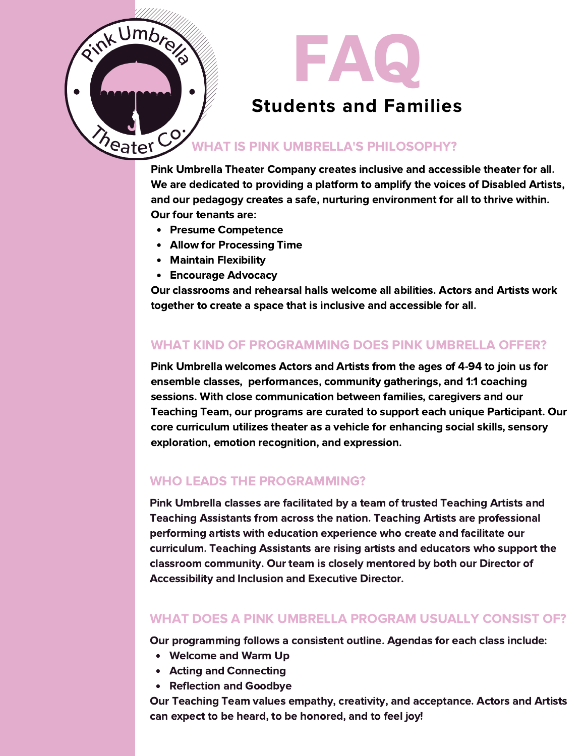Pink Umbrella Theater Co.

# FAQ

## Students and Families

### WHAT IS PINK UMBRELLA'S PHILOSOPHY?

**Pink Umbrella Theater Company creates inclusive and accessible theater for all. We are dedicated to providing a platform to amplify the voices of Disabled Artists, and our pedagogy creates a safe, nurturing environment for all to thrive within. Our four tenants are:**

- **Presume Competence**
- **Allow for Processing Time**
- **Maintain Flexibility**
- **Encourage Advocacy**

**Our classrooms and rehearsal halls welcome all abilities. Actors and Artists work together to create a space that is inclusive and accessible for all.**

### WHAT KIND OF PROGRAMMING DOES PINK UMBRELLA OFFER?

**Pink Umbrella welcomes Actors and Artists from the ages of 4-94 to join us for ensemble classes, performances, community gatherings, and 1:1 coaching sessions. With close communication between families, caregivers and our Teaching Team, our programs are curated to support each unique Participant. Our core curriculum utilizes theater as a vehicle for enhancing social skills, sensory exploration, emotion recognition, and expression.**

### WHO LEADS THE PROGRAMMING?

**Pink Umbrella classes are facilitated by a team of trusted Teaching Artists and Teaching Assistants from across the nation. Teaching Artists are professional performing artists with education experience who create and facilitate our curriculum. Teaching Assistants are rising artists and educators who support the classroom community. Our team is closely mentored by both our Director of Accessibility and Inclusion and Executive Director.**

### WHAT DOES A PINK UMBRELLA PROGRAM USUALLY CONSIST OF?

**Our programming follows a consistent outline. Agendas for each class include:**

- **Welcome and Warm Up**
- **Acting and Connecting**
- **Reflection and Goodbye**

**Our Teaching Team values empathy, creativity, and acceptance. Actors and Artists can expect to be heard, to be honored, and to feel joy!**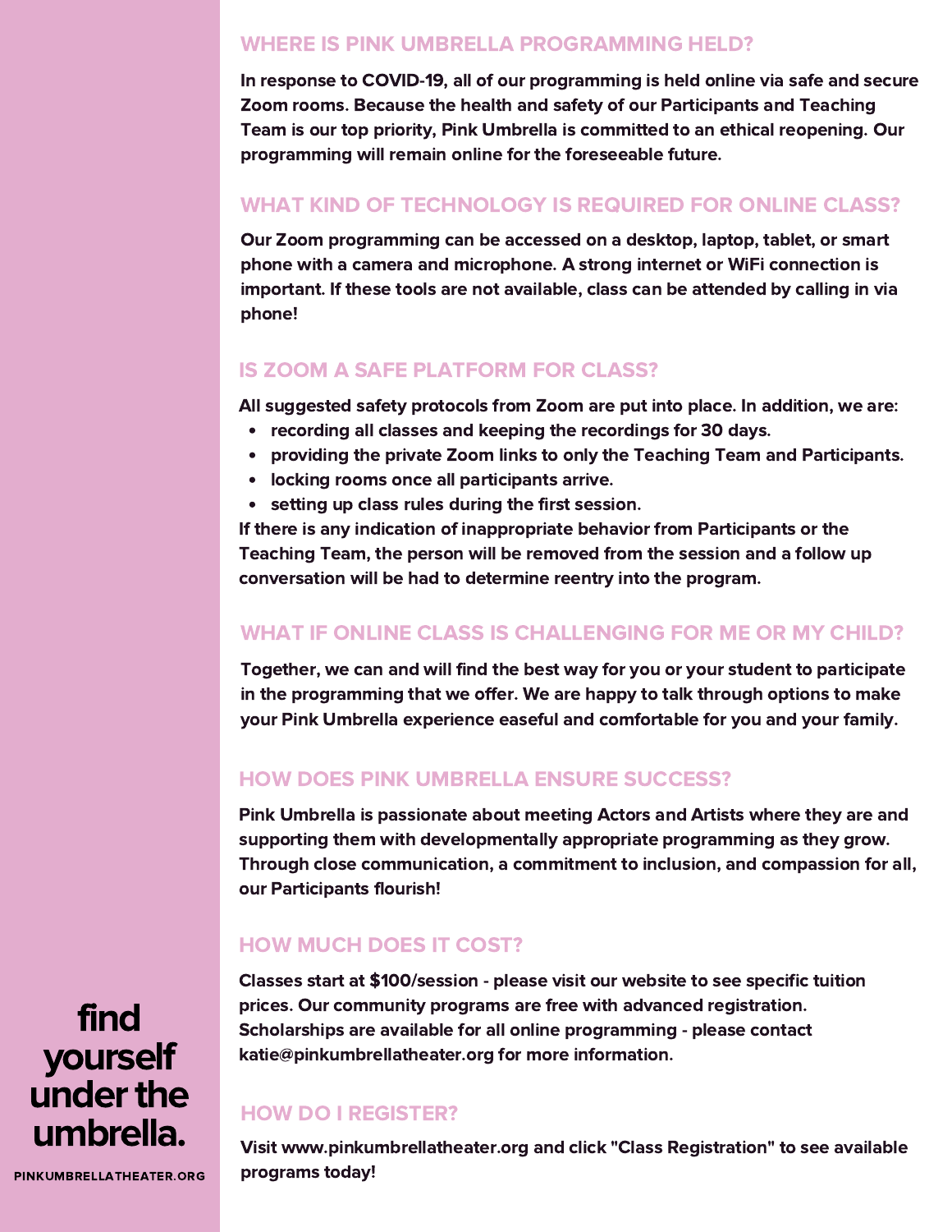## WHERE IS PINK UMBRELLA PROGRAMMING HELD?

In response to COVID-19, all of our programming is held online via safe and secure Zoom rooms. Because the health and safety of our Participants and Teaching Team is our top priority, Pink Umbrella is committed to an ethical reopening. Our programming will remain online for the foreseeable future.

## WHAT KIND OF TECHNOLOGY IS REQUIRED FOR ONLINE CLASS?

Our Zoom programming can be accessed on a desktop, laptop, tablet, or smart phone with a camera and microphone. A strong internet or WiFi connection is important. If these tools are not available, class can be attended by calling in via phone!

## IS ZOOM A SAFE PLATFORM FOR CLASS?

All suggested safety protocols from Zoom are put into place. In addition, we are:

- recording all classes and keeping the recordings for 30 days.
- providing the private Zoom links to only the Teaching Team and Participants.
- locking rooms once all participants arrive.
- setting up class rules during the first session.

If there is any indication of inappropriate behavior from Participants or the Teaching Team, the person will be removed from the session and a follow up conversation will be had to determine reentry into the program.

## WHAT IF ONLINE CLASS IS CHALLENGING FOR ME OR MY CHILD?

Together, we can and will find the best way for you or your student to participate in the programming that we offer. We are happy to talk through options to make your Pink Umbrella experience easeful and comfortable for you and your family.

## HOW DOES PINK UMBRELLA ENSURE SUCCESS?

Pink Umbrella is passionate about meeting Actors and Artists where they are and supporting them with developmentally appropriate programming as they grow. Through close communication, a commitment to inclusion, and compassion for all, our Participants flourish!

## HOW MUCH DOES IT COST?

Classes start at $100/session - please visit our website to see specific tuition prices. Our community programs are free with advanced registration. Scholarships are available for all online programming - please contact katie@pinkumbrellatheater.org for more information.

## HOW DO I REGISTER?

Visit www.pinkumbrellatheater.org and click "Class Registration" to see available programs today!

**find yourself under the umbrella.**

PINKUMBRELLATHEATER.ORG